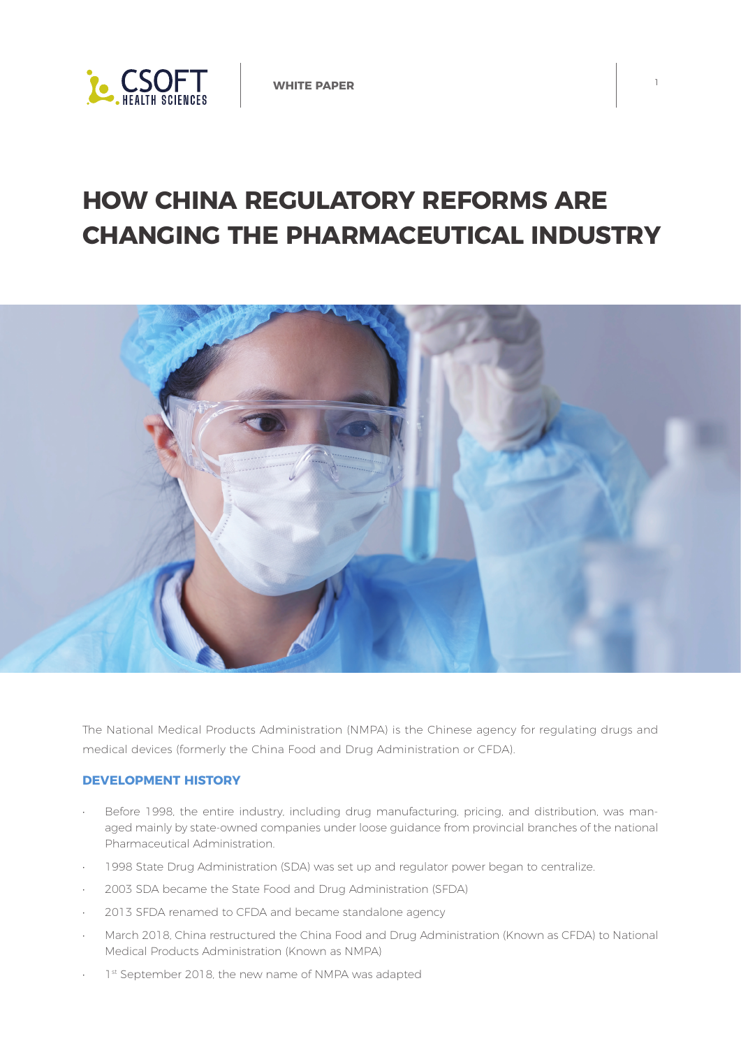# HOW CHINA REGULATORY REFORMS ARE CHANGING THE PHARMACEUTICAL INDUSTRY

The National Medical Products Administration (NMPA) is the Chinese agency for regulating drugs and medical devices (formerly the China Food and Drug Administration or CFDA).

## DEVELOPMENT HISTORY

- Before 1998, the entire industry, including drug manufacturing, pricing, and distribution, was managed mainly by state-owned companies under loose guidance from provincial branches of the national Pharmaceutical Administration.
- 1998 State Drug Administration (SDA) was set up and regulator power began to centralize.
- 2003 SDA became the State Food and Drug Administration (SFDA)
- 2013 SFDA renamed to CFDA and became standalone agency
- March 2018, China restructured the China Food and Drug Administration (Known as CFDA) to National Medical Products Administration (Known as NMPA)
- 1st September 2018, the new name of NMPA was adapted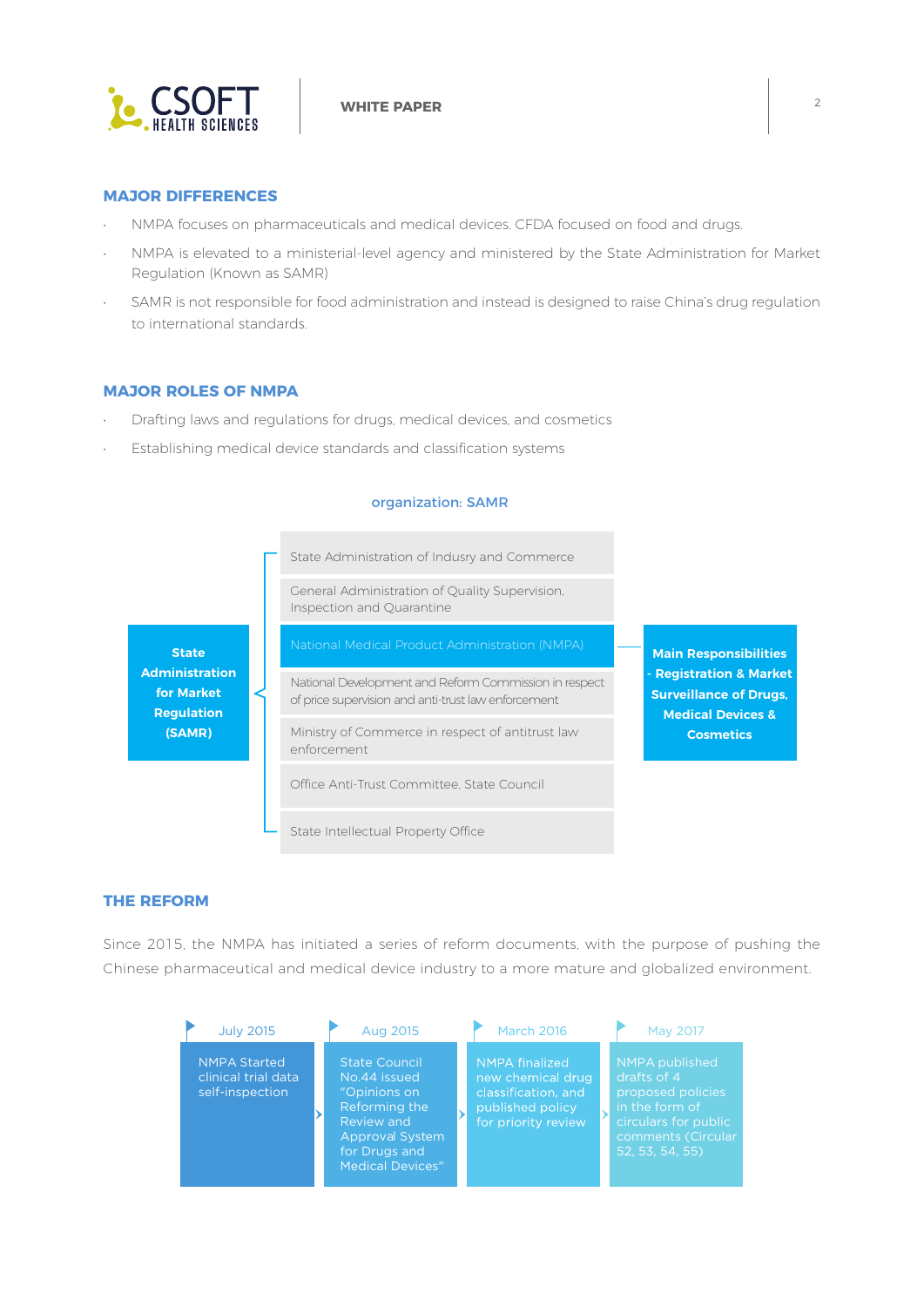## MAJOR DIFFERENCES

- NMPA focuses on pharmaceuticals and medical devices. CFDA focused on food and drugs.
- NMPA is elevated to a ministerial-level agency and ministered by the State Administration for Market Regulation (Known as SAMR)
- SAMR is not responsible for food administration and instead is designed to raise China's drug regulation to international standards.

## MAJOR ROLES OF NMPA

- Drafting laws and regulations for drugs, medical devices, and cosmetics
- Establishing medical device standards and classification systems

**organization: SAMR**

**State Administration for Market Regulation (SAMR)**

- State Administration of Indusry and Commerce
- General Administration of Quality Supervision, Inspection and Quarantine
- National Medical Product Administration (NMPA) — **Main Responsibilities - Registration & Market Surveillance of Drugs, Medical Devices & Cosmetics**
- National Development and Reform Commission in respect of price supervision and anti-trust law enforcement
- Ministry of Commerce in respect of antitrust law enforcement
- Office Anti-Trust Committee, State Council
- State Intellectual Property Office

## THE REFORM

Since 2015, the NMPA has initiated a series of reform documents, with the purpose of pushing the Chinese pharmaceutical and medical device industry to a more mature and globalized environment.

- **July 2015**: NMPA Started clinical trial data self-inspection
- **Aug 2015**: State Council No.44 issued "Opinions on Reforming the Review and Approval System for Drugs and Medical Devices"
- **March 2016**: NMPA finalized new chemical drug classification, and published policy for priority review
- **May 2017**: NMPA published drafts of 4 proposed policies in the form of circulars for public comments (Circular 52, 53, 54, 55)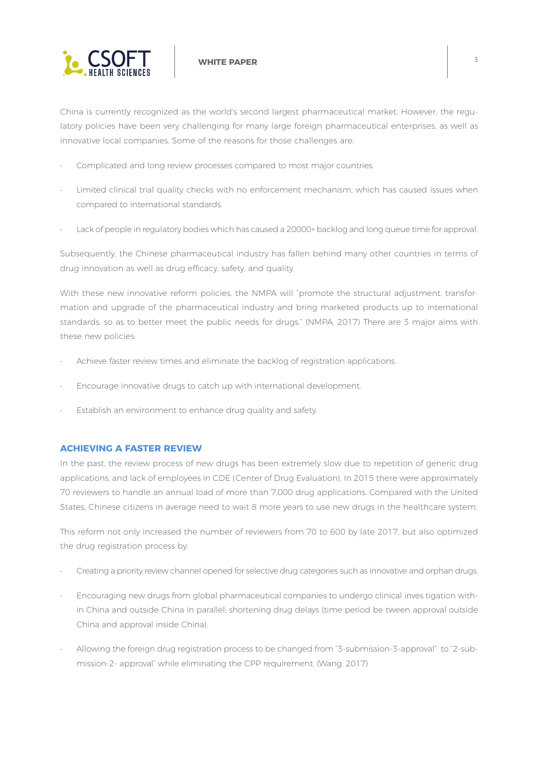China is currently recognized as the world's second largest pharmaceutical market. However, the regulatory policies have been very challenging for many large foreign pharmaceutical enterprises, as well as innovative local companies. Some of the reasons for those challenges are:

- Complicated and long review processes compared to most major countries.
- Limited clinical trial quality checks with no enforcement mechanism, which has caused issues when compared to international standards.
- Lack of people in regulatory bodies which has caused a 20000+ backlog and long queue time for approval.

Subsequently, the Chinese pharmaceutical industry has fallen behind many other countries in terms of drug innovation as well as drug efficacy, safety, and quality.

With these new innovative reform policies, the NMPA will "promote the structural adjustment, transformation and upgrade of the pharmaceutical industry and bring marketed products up to international standards, so as to better meet the public needs for drugs." (NMPA, 2017) There are 3 major aims with these new policies:

- Achieve faster review times and eliminate the backlog of registration applications.
- Encourage innovative drugs to catch up with international development.
- Establish an environment to enhance drug quality and safety.

## ACHIEVING A FASTER REVIEW

In the past, the review process of new drugs has been extremely slow due to repetition of generic drug applications, and lack of employees in CDE (Center of Drug Evaluation). In 2015 there were approximately 70 reviewers to handle an annual load of more than 7,000 drug applications. Compared with the United States, Chinese citizens in average need to wait 8 more years to use new drugs in the healthcare system.

This reform not only increased the number of reviewers from 70 to 600 by late 2017, but also optimized the drug registration process by:

- Creating a priority review channel opened for selective drug categories such as innovative and orphan drugs.
- Encouraging new drugs from global pharmaceutical companies to undergo clinical inves tigation within China and outside China in parallel; shortening drug delays (time period be tween approval outside China and approval inside China).
- Allowing the foreign drug registration process to be changed from "3-submission-3-approval" to "2-submission-2- approval" while eliminating the CPP requirement. (Wang, 2017)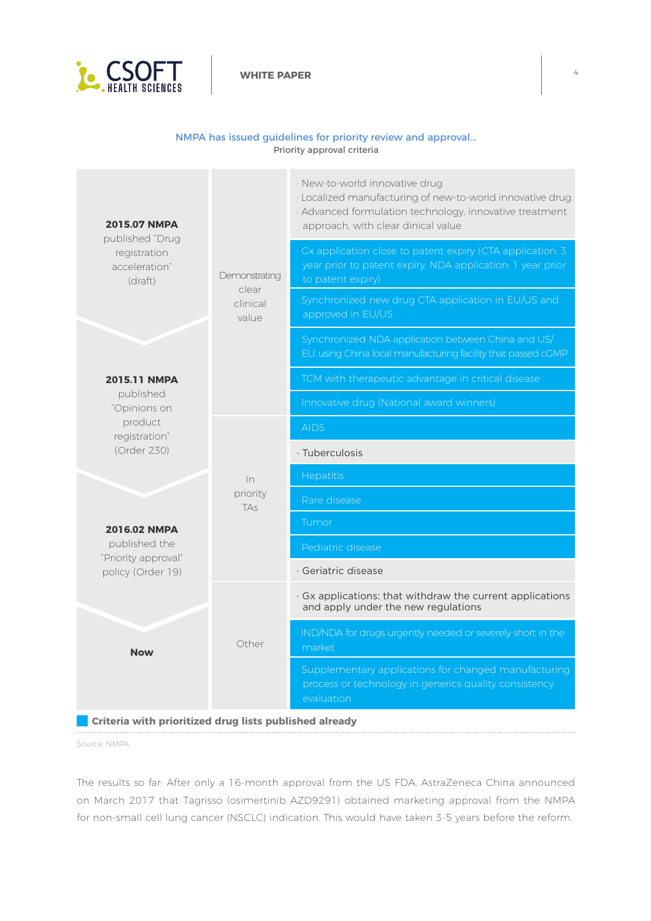NMPA has issued guidelines for priority review and approval...

Priority approval criteria

| Timeline | Category | Criteria |
|---|---|---|
| **2015.07 NMPA** published "Drug registration acceleration" (draft) | Demonstrating clear clinical value | · New-to-world innovative drug<br>· Localized manufacturing of new-to-world innovative drug<br>· Advanced formulation technology, innovative treatment approach, with clear dinical value |
| | | · Gx application close to patent expiry (CTA application: 3 year prior to patent expiry; NDA application: 1 year prior to patent expiry) |
| | | · Synchronized new drug CTA application in EU/US and approved in EU/US |
| **2015.11 NMPA** published "Opinions on product registration" (Order 230) | | · Synchronized NDA application between China and US/EU, using China local manufacturing facility that passed cGMP |
| | | · TCM with therapeutic advantage in critical disease |
| | | · Innovative drug (National award winners) |
| | In priority TAs | · AIDS |
| | | · Tuberculosis |
| | | · Hepatitis |
| **2016.02 NMPA** published the "Priority approval" policy (Order 19) | | · Rare disease |
| | | · Tumor |
| | | · Pediatric disease |
| | | · Geriatric disease |
| **Now** | Other | · Gx applications: that withdraw the current applications and apply under the new regulations |
| | | · IND/NDA for drugs urgently needed or severely short in the market |
| | | · Supplementary applications for changed manufacturing process or technology in generics quality consistency evaluation |

**Criteria with prioritized drug lists published already** (highlighted in blue: Gx application close to patent expiry; Synchronized new drug CTA application in EU/US; Synchronized NDA application between China and US/EU; TCM with therapeutic advantage; Innovative drug (National award winners); AIDS; Hepatitis; Rare disease; Tumor; Pediatric disease; IND/NDA for drugs urgently needed; Supplementary applications for changed manufacturing process)

Source: NMPA

The results so far: After only a 16-month approval from the US FDA, AstraZeneca China announced on March 2017 that Tagrisso (osimertinib AZD9291) obtained marketing approval from the NMPA for non-small cell lung cancer (NSCLC) indication. This would have taken 3-5 years before the reform.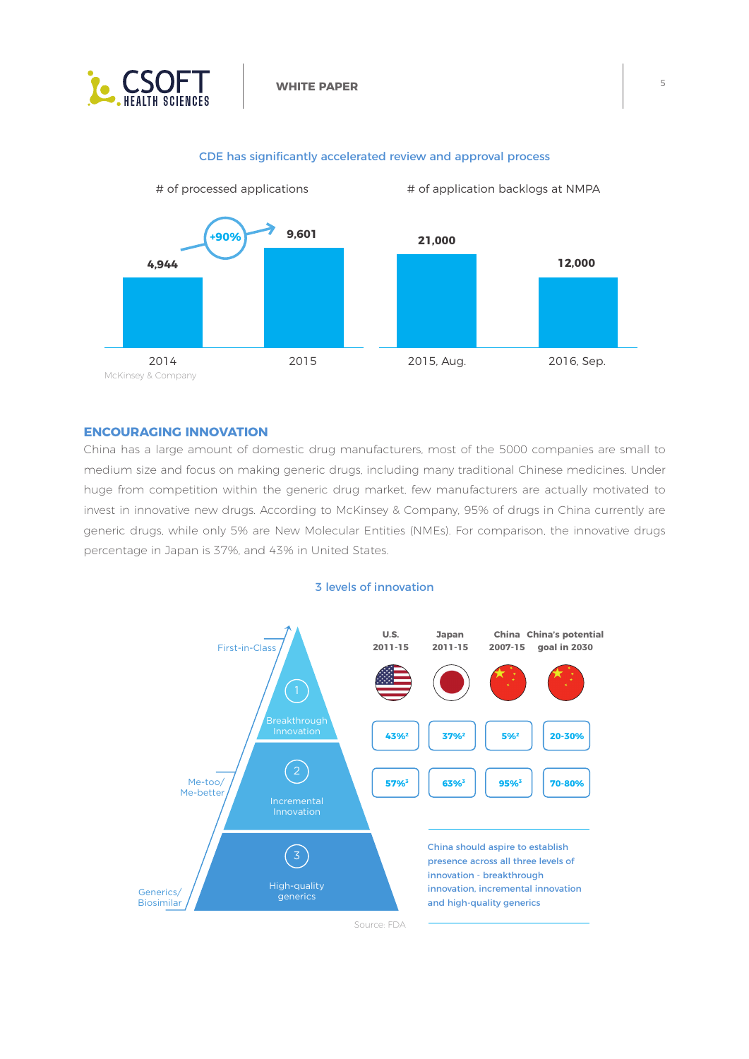**CDE has significantly accelerated review and approval process**

| # of processed applications | |
|---|---|
| 2014 | 4,944 |
| 2015 | 9,601 (+90%) |

| # of application backlogs at NMPA | |
|---|---|
| 2015, Aug. | 21,000 |
| 2016, Sep. | 12,000 |

McKinsey & Company

## ENCOURAGING INNOVATION

China has a large amount of domestic drug manufacturers, most of the 5000 companies are small to medium size and focus on making generic drugs, including many traditional Chinese medicines. Under huge from competition within the generic drug market, few manufacturers are actually motivated to invest in innovative new drugs. According to McKinsey & Company, 95% of drugs in China currently are generic drugs, while only 5% are New Molecular Entities (NMEs). For comparison, the innovative drugs percentage in Japan is 37%, and 43% in United States.

**3 levels of innovation**

| Level | | U.S. 2011-15 | Japan 2011-15 | China 2007-15 | China's potential goal in 2030 |
|---|---|---|---|---|---|
| First-in-Class | 1 Breakthrough Innovation | 43%[2] | 37%[2] | 5%[2] | 20-30% |
| Me-too/ Me-better | 2 Incremental Innovation | 57%[3] | 63%[3] | 95%[3] | 70-80% |
| Generics/ Biosimilar | 3 High-quality generics | | | | |

China should aspire to establish presence across all three levels of innovation - breakthrough innovation, incremental innovation and high-quality generics

Source: FDA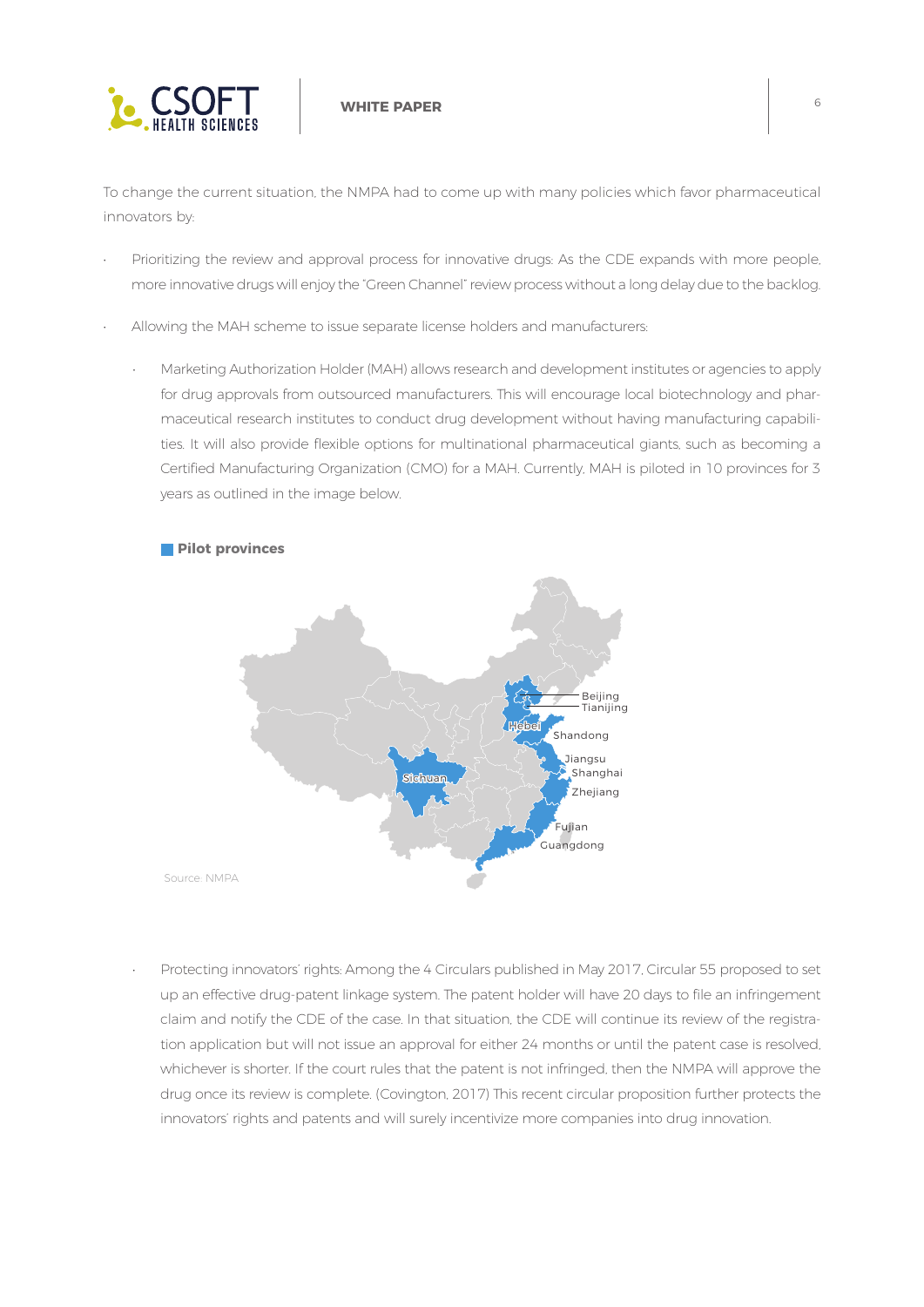To change the current situation, the NMPA had to come up with many policies which favor pharmaceutical innovators by:

- Prioritizing the review and approval process for innovative drugs: As the CDE expands with more people, more innovative drugs will enjoy the "Green Channel" review process without a long delay due to the backlog.
- Allowing the MAH scheme to issue separate license holders and manufacturers:
    - Marketing Authorization Holder (MAH) allows research and development institutes or agencies to apply for drug approvals from outsourced manufacturers. This will encourage local biotechnology and pharmaceutical research institutes to conduct drug development without having manufacturing capabilities. It will also provide flexible options for multinational pharmaceutical giants, such as becoming a Certified Manufacturing Organization (CMO) for a MAH. Currently, MAH is piloted in 10 provinces for 3 years as outlined in the image below.

**Pilot provinces**

Beijing, Tianijing, Hebei, Shandong, Jiangsu, Shanghai, Zhejiang, Fujian, Guangdong, Sichuan

Source: NMPA

    - Protecting innovators' rights: Among the 4 Circulars published in May 2017, Circular 55 proposed to set up an effective drug-patent linkage system. The patent holder will have 20 days to file an infringement claim and notify the CDE of the case. In that situation, the CDE will continue its review of the registration application but will not issue an approval for either 24 months or until the patent case is resolved, whichever is shorter. If the court rules that the patent is not infringed, then the NMPA will approve the drug once its review is complete. (Covington, 2017) This recent circular proposition further protects the innovators' rights and patents and will surely incentivize more companies into drug innovation.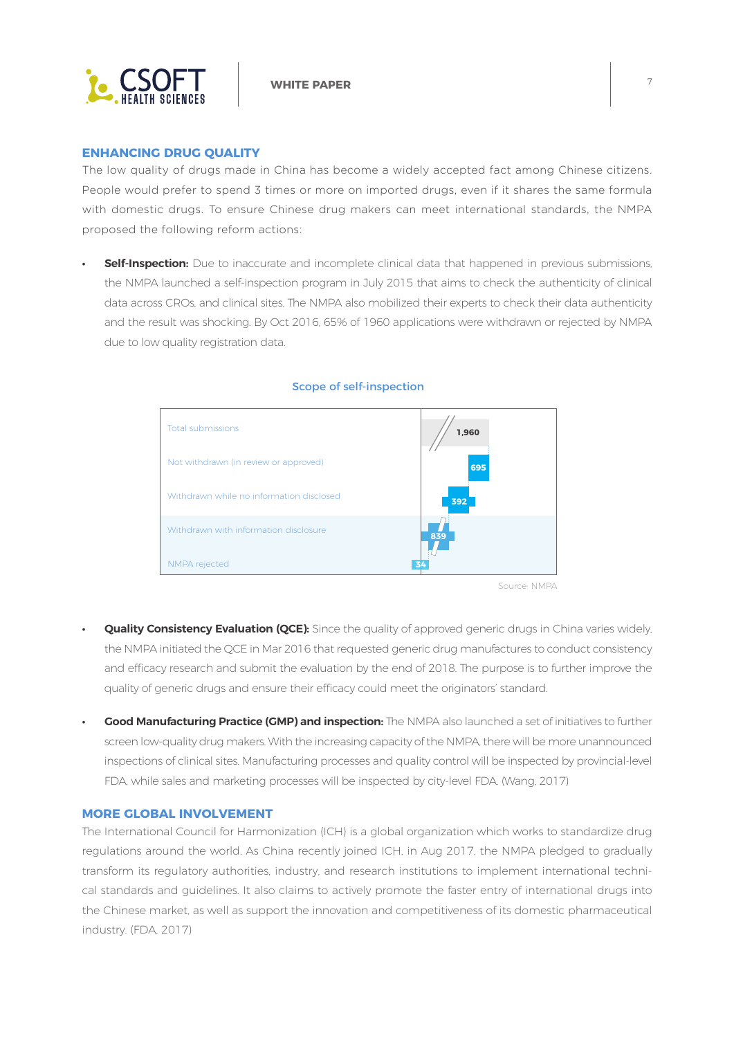## ENHANCING DRUG QUALITY

The low quality of drugs made in China has become a widely accepted fact among Chinese citizens. People would prefer to spend 3 times or more on imported drugs, even if it shares the same formula with domestic drugs. To ensure Chinese drug makers can meet international standards, the NMPA proposed the following reform actions:

- **Self-Inspection:** Due to inaccurate and incomplete clinical data that happened in previous submissions, the NMPA launched a self-inspection program in July 2015 that aims to check the authenticity of clinical data across CROs, and clinical sites. The NMPA also mobilized their experts to check their data authenticity and the result was shocking. By Oct 2016, 65% of 1960 applications were withdrawn or rejected by NMPA due to low quality registration data.

**Scope of self-inspection**

| Category | Count |
| --- | --- |
| Total submissions | 1,960 |
| Not withdrawn (in review or approved) | 695 |
| Withdrawn while no information disclosed | 392 |
| Withdrawn with information disclosure | 839 |
| NMPA rejected | 34 |

Source: NMPA

- **Quality Consistency Evaluation (QCE):** Since the quality of approved generic drugs in China varies widely, the NMPA initiated the QCE in Mar 2016 that requested generic drug manufactures to conduct consistency and efficacy research and submit the evaluation by the end of 2018. The purpose is to further improve the quality of generic drugs and ensure their efficacy could meet the originators' standard.

- **Good Manufacturing Practice (GMP) and inspection:** The NMPA also launched a set of initiatives to further screen low-quality drug makers. With the increasing capacity of the NMPA, there will be more unannounced inspections of clinical sites. Manufacturing processes and quality control will be inspected by provincial-level FDA, while sales and marketing processes will be inspected by city-level FDA. (Wang, 2017)

## MORE GLOBAL INVOLVEMENT

The International Council for Harmonization (ICH) is a global organization which works to standardize drug regulations around the world. As China recently joined ICH, in Aug 2017, the NMPA pledged to gradually transform its regulatory authorities, industry, and research institutions to implement international technical standards and guidelines. It also claims to actively promote the faster entry of international drugs into the Chinese market, as well as support the innovation and competitiveness of its domestic pharmaceutical industry. (FDA, 2017)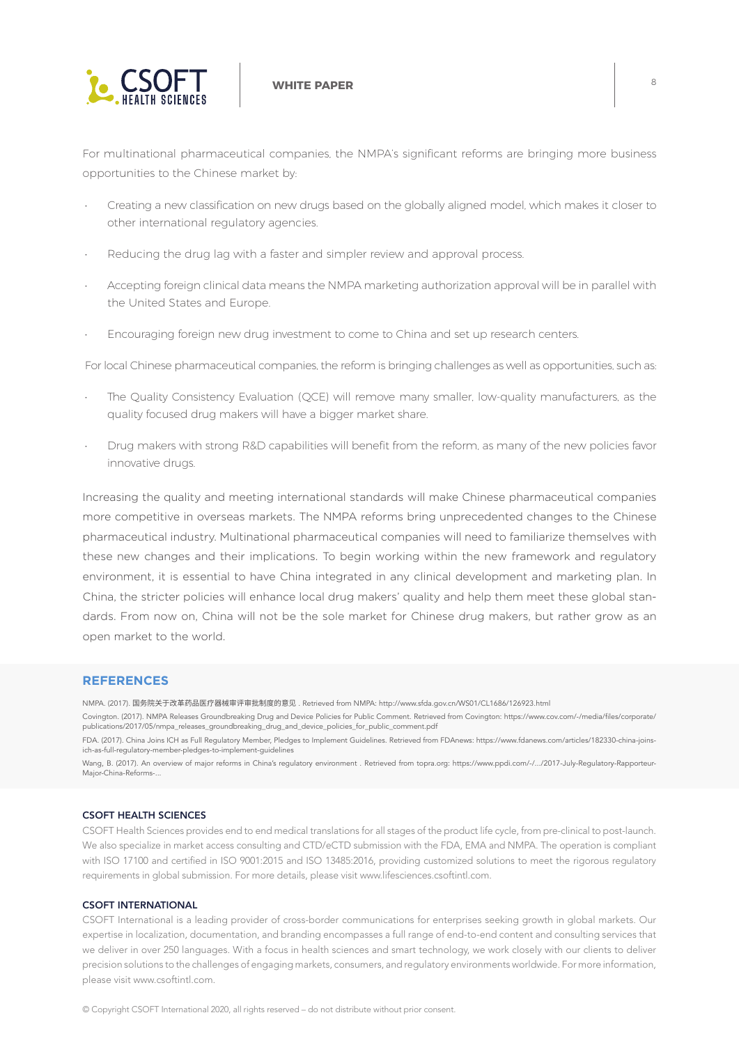For multinational pharmaceutical companies, the NMPA's significant reforms are bringing more business opportunities to the Chinese market by:

- Creating a new classification on new drugs based on the globally aligned model, which makes it closer to other international regulatory agencies.
- Reducing the drug lag with a faster and simpler review and approval process.
- Accepting foreign clinical data means the NMPA marketing authorization approval will be in parallel with the United States and Europe.
- Encouraging foreign new drug investment to come to China and set up research centers.

For local Chinese pharmaceutical companies, the reform is bringing challenges as well as opportunities, such as:

- The Quality Consistency Evaluation (QCE) will remove many smaller, low-quality manufacturers, as the quality focused drug makers will have a bigger market share.
- Drug makers with strong R&D capabilities will benefit from the reform, as many of the new policies favor innovative drugs.

Increasing the quality and meeting international standards will make Chinese pharmaceutical companies more competitive in overseas markets. The NMPA reforms bring unprecedented changes to the Chinese pharmaceutical industry. Multinational pharmaceutical companies will need to familiarize themselves with these new changes and their implications. To begin working within the new framework and regulatory environment, it is essential to have China integrated in any clinical development and marketing plan. In China, the stricter policies will enhance local drug makers' quality and help them meet these global standards. From now on, China will not be the sole market for Chinese drug makers, but rather grow as an open market to the world.

## REFERENCES

NMPA. (2017). 国务院关于改革药品医疗器械审评审批制度的意见 . Retrieved from NMPA: http://www.sfda.gov.cn/WS01/CL1686/126923.html

Covington. (2017). NMPA Releases Groundbreaking Drug and Device Policies for Public Comment. Retrieved from Covington: https://www.cov.com/-/media/files/corporate/publications/2017/05/nmpa_releases_groundbreaking_drug_and_device_policies_for_public_comment.pdf

FDA. (2017). China Joins ICH as Full Regulatory Member, Pledges to Implement Guidelines. Retrieved from FDAnews: https://www.fdanews.com/articles/182330-china-joins-ich-as-full-regulatory-member-pledges-to-implement-guidelines

Wang, B. (2017). An overview of major reforms in China's regulatory environment . Retrieved from topra.org: https://www.ppdi.com/-/.../2017-July-Regulatory-Rapporteur-Major-China-Reforms-...

### CSOFT HEALTH SCIENCES

CSOFT Health Sciences provides end to end medical translations for all stages of the product life cycle, from pre-clinical to post-launch. We also specialize in market access consulting and CTD/eCTD submission with the FDA, EMA and NMPA. The operation is compliant with ISO 17100 and certified in ISO 9001:2015 and ISO 13485:2016, providing customized solutions to meet the rigorous regulatory requirements in global submission. For more details, please visit www.lifesciences.csoftintl.com.

### CSOFT INTERNATIONAL

CSOFT International is a leading provider of cross-border communications for enterprises seeking growth in global markets. Our expertise in localization, documentation, and branding encompasses a full range of end-to-end content and consulting services that we deliver in over 250 languages. With a focus in health sciences and smart technology, we work closely with our clients to deliver precision solutions to the challenges of engaging markets, consumers, and regulatory environments worldwide. For more information, please visit www.csoftintl.com.

© Copyright CSOFT International 2020, all rights reserved – do not distribute without prior consent.